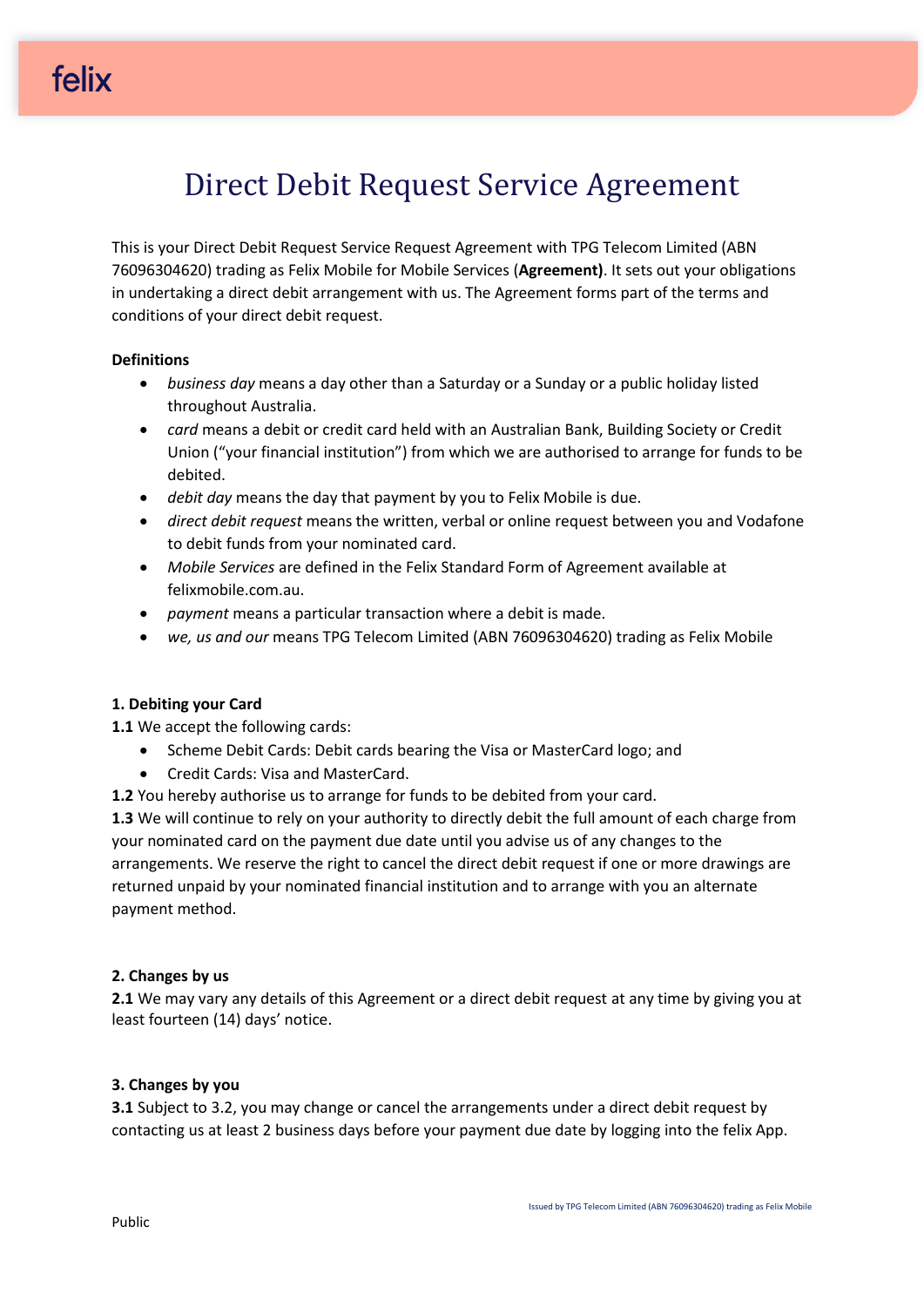# Direct Debit Request Service Agreement

This is your Direct Debit Request Service Request Agreement with TPG Telecom Limited (ABN 76096304620) trading as Felix Mobile for Mobile Services (**Agreement)**. It sets out your obligations in undertaking a direct debit arrangement with us. The Agreement forms part of the terms and conditions of your direct debit request.

**Definitions**

- *business day* means a day other than a Saturday or a Sunday or a public holiday listed throughout Australia.
- *card* means a debit or credit card held with an Australian Bank, Building Society or Credit Union ("your financial institution") from which we are authorised to arrange for funds to be debited.
- *debit day* means the day that payment by you to Felix Mobile is due.
- *direct debit request* means the written, verbal or online request between you and Vodafone to debit funds from your nominated card.
- *Mobile Services* are defined in the Felix Standard Form of Agreement available at felixmobile.com.au.
- *payment* means a particular transaction where a debit is made.
- *we, us and our* means TPG Telecom Limited (ABN 76096304620) trading as Felix Mobile

**1. Debiting your Card**

**1.1** We accept the following cards:

- Scheme Debit Cards: Debit cards bearing the Visa or MasterCard logo; and
- Credit Cards: Visa and MasterCard.

**1.2** You hereby authorise us to arrange for funds to be debited from your card.

**1.3** We will continue to rely on your authority to directly debit the full amount of each charge from your nominated card on the payment due date until you advise us of any changes to the arrangements. We reserve the right to cancel the direct debit request if one or more drawings are returned unpaid by your nominated financial institution and to arrange with you an alternate payment method.

**2. Changes by us**

**2.1** We may vary any details of this Agreement or a direct debit request at any time by giving you at least fourteen (14) days' notice.

**3. Changes by you**

**3.1** Subject to 3.2, you may change or cancel the arrangements under a direct debit request by contacting us at least 2 business days before your payment due date by logging into the felix App.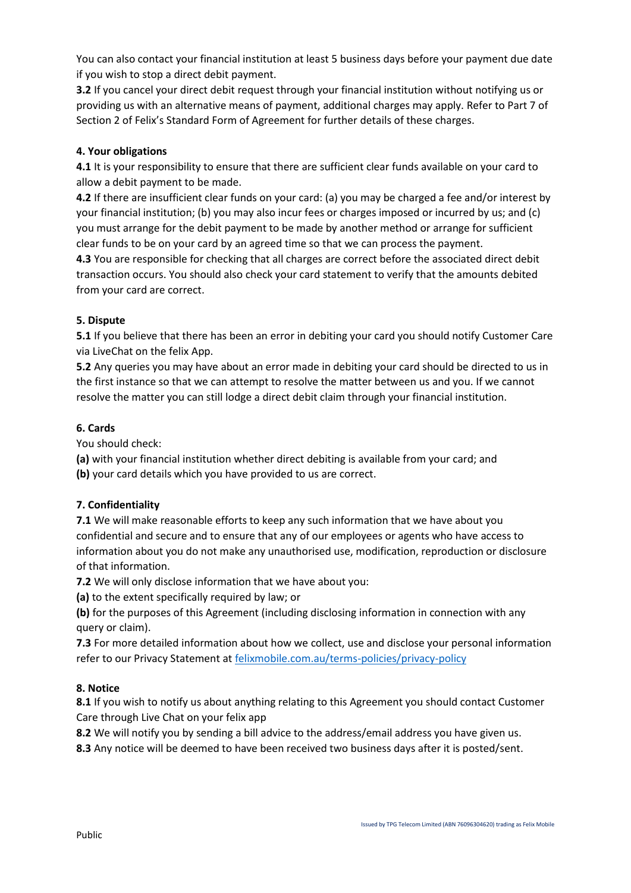You can also contact your financial institution at least 5 business days before your payment due date if you wish to stop a direct debit payment.

**3.2** If you cancel your direct debit request through your financial institution without notifying us or providing us with an alternative means of payment, additional charges may apply. Refer to Part 7 of Section 2 of Felix's Standard Form of Agreement for further details of these charges.

**4. Your obligations**

**4.1** It is your responsibility to ensure that there are sufficient clear funds available on your card to allow a debit payment to be made.

**4.2** If there are insufficient clear funds on your card: (a) you may be charged a fee and/or interest by your financial institution; (b) you may also incur fees or charges imposed or incurred by us; and (c) you must arrange for the debit payment to be made by another method or arrange for sufficient clear funds to be on your card by an agreed time so that we can process the payment.

**4.3** You are responsible for checking that all charges are correct before the associated direct debit transaction occurs. You should also check your card statement to verify that the amounts debited from your card are correct.

**5. Dispute**

**5.1** If you believe that there has been an error in debiting your card you should notify Customer Care via LiveChat on the felix App.

**5.2** Any queries you may have about an error made in debiting your card should be directed to us in the first instance so that we can attempt to resolve the matter between us and you. If we cannot resolve the matter you can still lodge a direct debit claim through your financial institution.

**6. Cards**

You should check:

**(a)** with your financial institution whether direct debiting is available from your card; and

**(b)** your card details which you have provided to us are correct.

**7. Confidentiality**

**7.1** We will make reasonable efforts to keep any such information that we have about you confidential and secure and to ensure that any of our employees or agents who have access to information about you do not make any unauthorised use, modification, reproduction or disclosure of that information.

**7.2** We will only disclose information that we have about you:

**(a)** to the extent specifically required by law; or

**(b)** for the purposes of this Agreement (including disclosing information in connection with any query or claim).

**7.3** For more detailed information about how we collect, use and disclose your personal information refer to our Privacy Statement at [felixmobile.com.au/terms-policies/privacy-policy](felixmobile.com.au/terms-policies/privacy-policy)

**8. Notice**

**8.1** If you wish to notify us about anything relating to this Agreement you should contact Customer Care through Live Chat on your felix app

**8.2** We will notify you by sending a bill advice to the address/email address you have given us.

**8.3** Any notice will be deemed to have been received two business days after it is posted/sent.